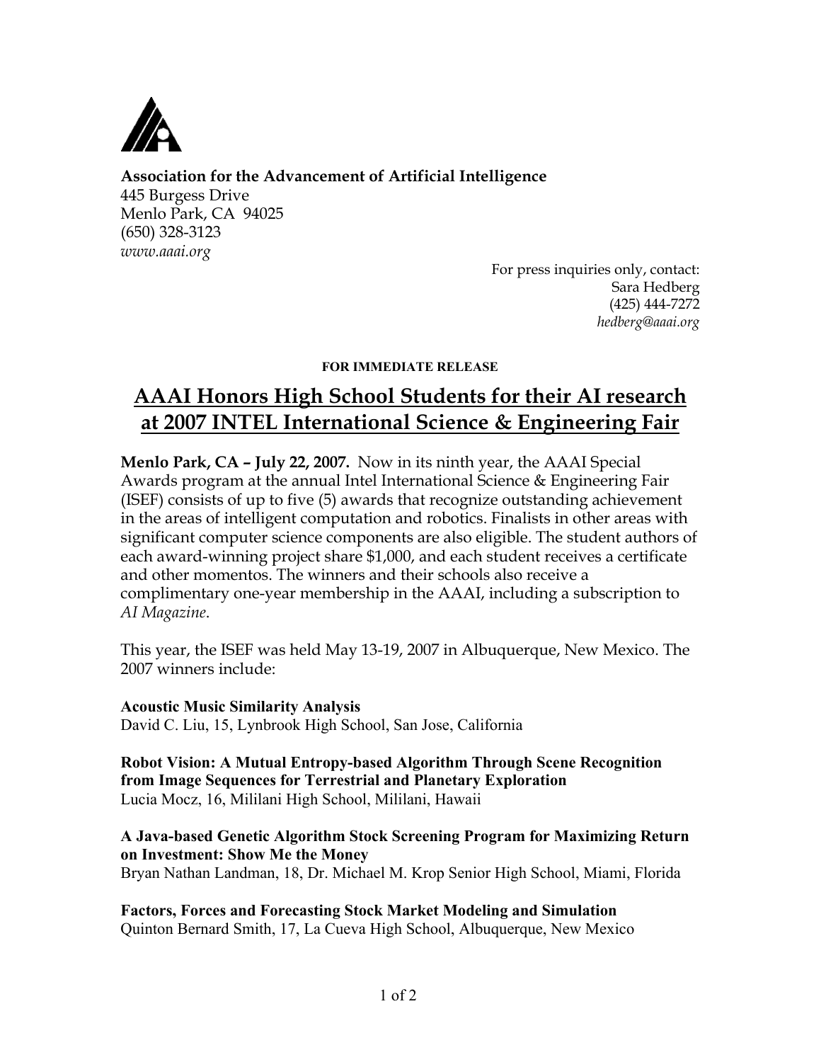**Association for the Advancement of Artificial Intelligence**
445 Burgess Drive
Menlo Park, CA 94025
(650) 328-3123
*www.aaai.org*

For press inquiries only, contact:
Sara Hedberg
(425) 444-7272
*hedberg@aaai.org*

**FOR IMMEDIATE RELEASE**

# AAAI Honors High School Students for their AI research at 2007 INTEL International Science & Engineering Fair

**Menlo Park, CA – July 22, 2007.** Now in its ninth year, the AAAI Special Awards program at the annual Intel International Science & Engineering Fair (ISEF) consists of up to five (5) awards that recognize outstanding achievement in the areas of intelligent computation and robotics. Finalists in other areas with significant computer science components are also eligible. The student authors of each award-winning project share $1,000, and each student receives a certificate and other momentos. The winners and their schools also receive a complimentary one-year membership in the AAAI, including a subscription to *AI Magazine*.

This year, the ISEF was held May 13-19, 2007 in Albuquerque, New Mexico. The 2007 winners include:

**Acoustic Music Similarity Analysis**
David C. Liu, 15, Lynbrook High School, San Jose, California

**Robot Vision: A Mutual Entropy-based Algorithm Through Scene Recognition from Image Sequences for Terrestrial and Planetary Exploration**
Lucia Mocz, 16, Mililani High School, Mililani, Hawaii

**A Java-based Genetic Algorithm Stock Screening Program for Maximizing Return on Investment: Show Me the Money**
Bryan Nathan Landman, 18, Dr. Michael M. Krop Senior High School, Miami, Florida

**Factors, Forces and Forecasting Stock Market Modeling and Simulation**
Quinton Bernard Smith, 17, La Cueva High School, Albuquerque, New Mexico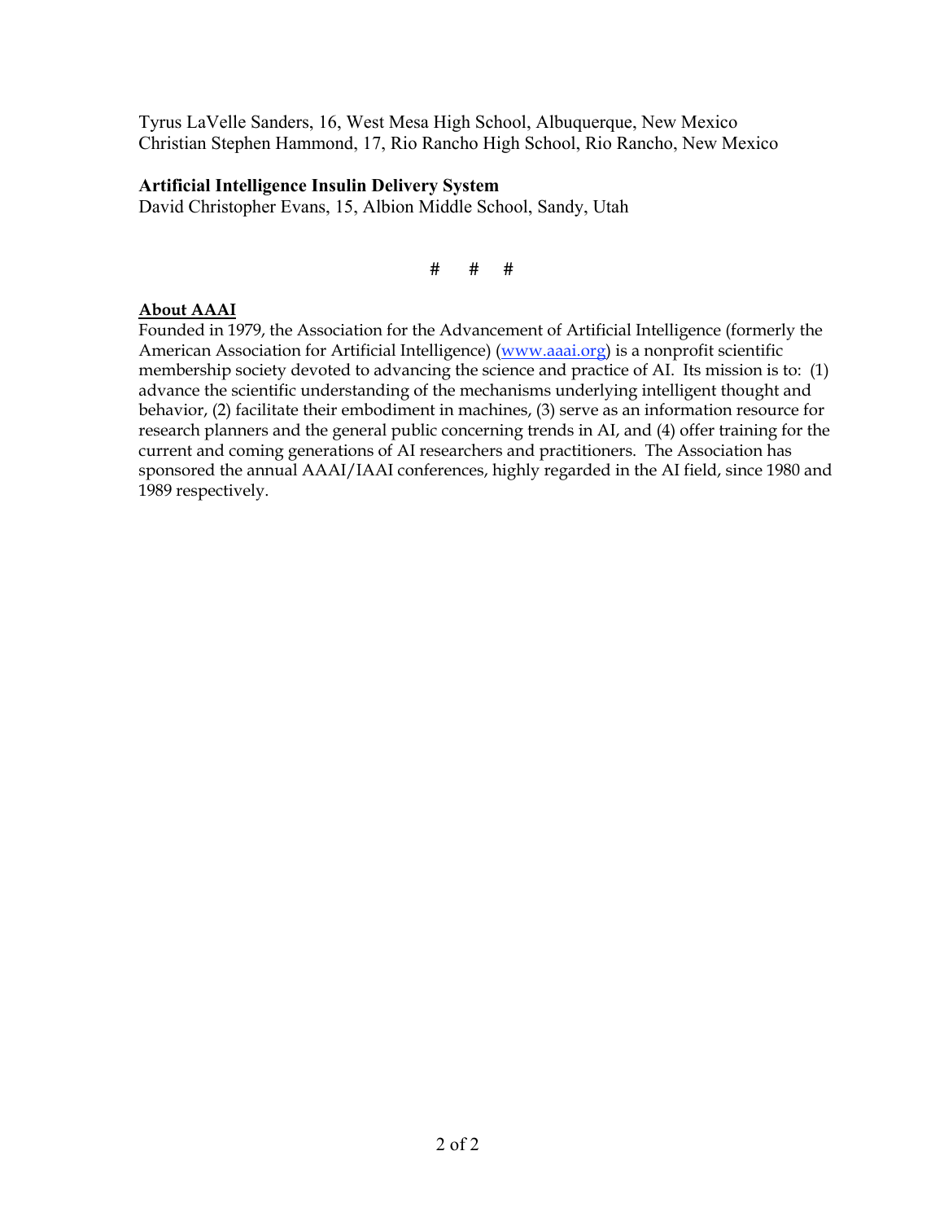Tyrus LaVelle Sanders, 16, West Mesa High School, Albuquerque, New Mexico
Christian Stephen Hammond, 17, Rio Rancho High School, Rio Rancho, New Mexico

**Artificial Intelligence Insulin Delivery System**
David Christopher Evans, 15, Albion Middle School, Sandy, Utah

# # #

**About AAAI**

Founded in 1979, the Association for the Advancement of Artificial Intelligence (formerly the American Association for Artificial Intelligence) (www.aaai.org) is a nonprofit scientific membership society devoted to advancing the science and practice of AI. Its mission is to: (1) advance the scientific understanding of the mechanisms underlying intelligent thought and behavior, (2) facilitate their embodiment in machines, (3) serve as an information resource for research planners and the general public concerning trends in AI, and (4) offer training for the current and coming generations of AI researchers and practitioners. The Association has sponsored the annual AAAI/IAAI conferences, highly regarded in the AI field, since 1980 and 1989 respectively.